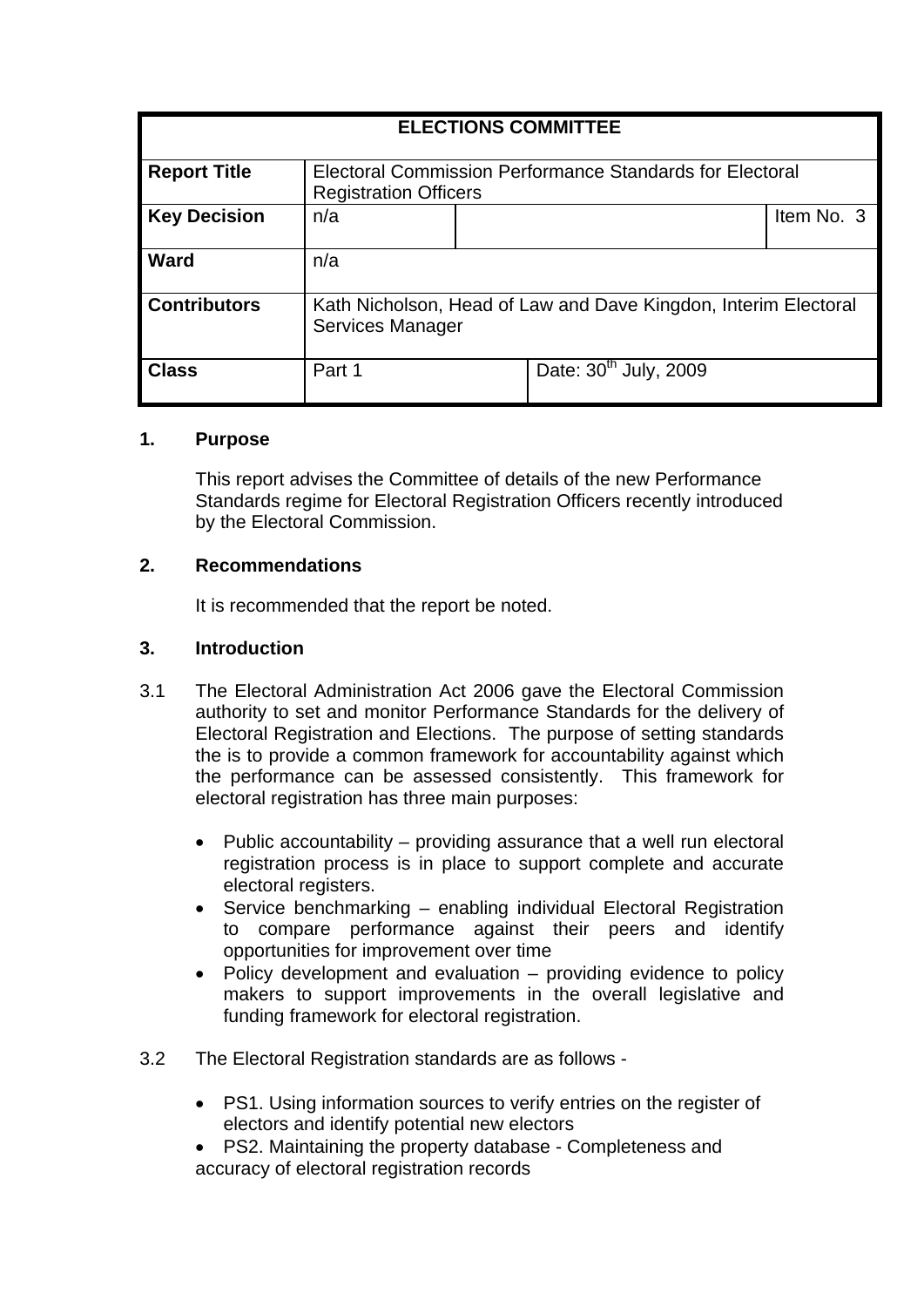| ELECTIONS COMMITTEE | | | |
|---|---|---|---|
| **Report Title** | Electoral Commission Performance Standards for Electoral Registration Officers | | |
| **Key Decision** | n/a | | Item No. 3 |
| **Ward** | n/a | | |
| **Contributors** | Kath Nicholson, Head of Law and Dave Kingdon, Interim Electoral Services Manager | | |
| **Class** | Part 1 | Date: 30th July, 2009 | |

## 1. Purpose

This report advises the Committee of details of the new Performance Standards regime for Electoral Registration Officers recently introduced by the Electoral Commission.

## 2. Recommendations

It is recommended that the report be noted.

## 3. Introduction

3.1 The Electoral Administration Act 2006 gave the Electoral Commission authority to set and monitor Performance Standards for the delivery of Electoral Registration and Elections. The purpose of setting standards the is to provide a common framework for accountability against which the performance can be assessed consistently. This framework for electoral registration has three main purposes:

- Public accountability – providing assurance that a well run electoral registration process is in place to support complete and accurate electoral registers.
- Service benchmarking – enabling individual Electoral Registration to compare performance against their peers and identify opportunities for improvement over time
- Policy development and evaluation – providing evidence to policy makers to support improvements in the overall legislative and funding framework for electoral registration.

3.2 The Electoral Registration standards are as follows -

- PS1. Using information sources to verify entries on the register of electors and identify potential new electors
- PS2. Maintaining the property database - Completeness and accuracy of electoral registration records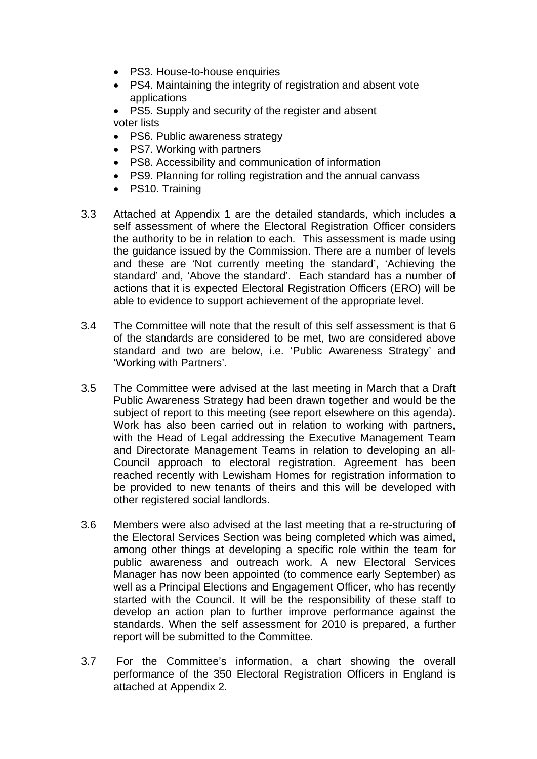- PS3. House-to-house enquiries
- PS4. Maintaining the integrity of registration and absent vote applications
- PS5. Supply and security of the register and absent voter lists
- PS6. Public awareness strategy
- PS7. Working with partners
- PS8. Accessibility and communication of information
- PS9. Planning for rolling registration and the annual canvass
- PS10. Training

3.3 Attached at Appendix 1 are the detailed standards, which includes a self assessment of where the Electoral Registration Officer considers the authority to be in relation to each. This assessment is made using the guidance issued by the Commission. There are a number of levels and these are 'Not currently meeting the standard', 'Achieving the standard' and, 'Above the standard'. Each standard has a number of actions that it is expected Electoral Registration Officers (ERO) will be able to evidence to support achievement of the appropriate level.

3.4 The Committee will note that the result of this self assessment is that 6 of the standards are considered to be met, two are considered above standard and two are below, i.e. 'Public Awareness Strategy' and 'Working with Partners'.

3.5 The Committee were advised at the last meeting in March that a Draft Public Awareness Strategy had been drawn together and would be the subject of report to this meeting (see report elsewhere on this agenda). Work has also been carried out in relation to working with partners, with the Head of Legal addressing the Executive Management Team and Directorate Management Teams in relation to developing an all-Council approach to electoral registration. Agreement has been reached recently with Lewisham Homes for registration information to be provided to new tenants of theirs and this will be developed with other registered social landlords.

3.6 Members were also advised at the last meeting that a re-structuring of the Electoral Services Section was being completed which was aimed, among other things at developing a specific role within the team for public awareness and outreach work. A new Electoral Services Manager has now been appointed (to commence early September) as well as a Principal Elections and Engagement Officer, who has recently started with the Council. It will be the responsibility of these staff to develop an action plan to further improve performance against the standards. When the self assessment for 2010 is prepared, a further report will be submitted to the Committee.

3.7 For the Committee's information, a chart showing the overall performance of the 350 Electoral Registration Officers in England is attached at Appendix 2.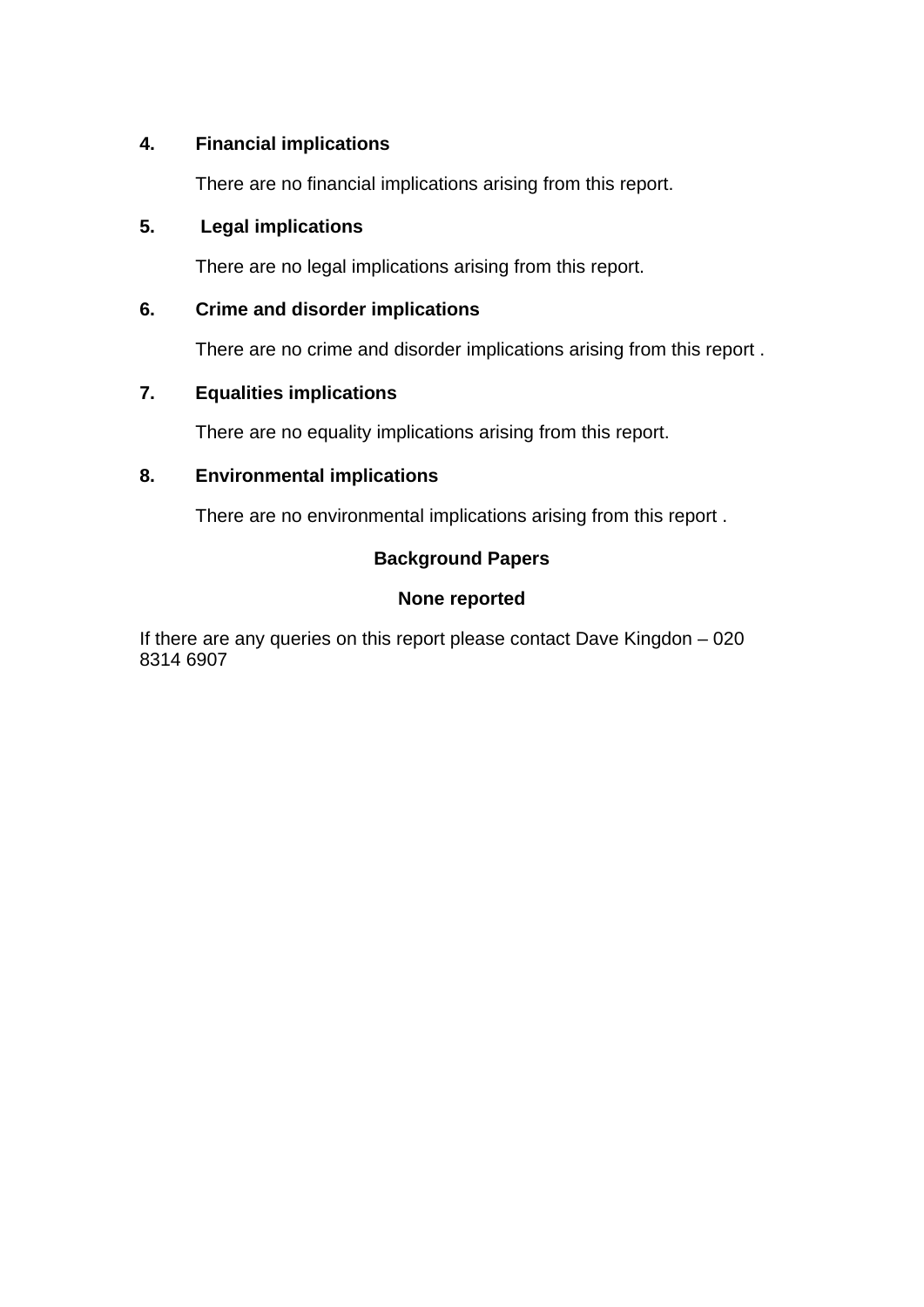## 4. Financial implications

There are no financial implications arising from this report.

## 5. Legal implications

There are no legal implications arising from this report.

## 6. Crime and disorder implications

There are no crime and disorder implications arising from this report .

## 7. Equalities implications

There are no equality implications arising from this report.

## 8. Environmental implications

There are no environmental implications arising from this report .

**Background Papers**

**None reported**

If there are any queries on this report please contact Dave Kingdon – 020 8314 6907